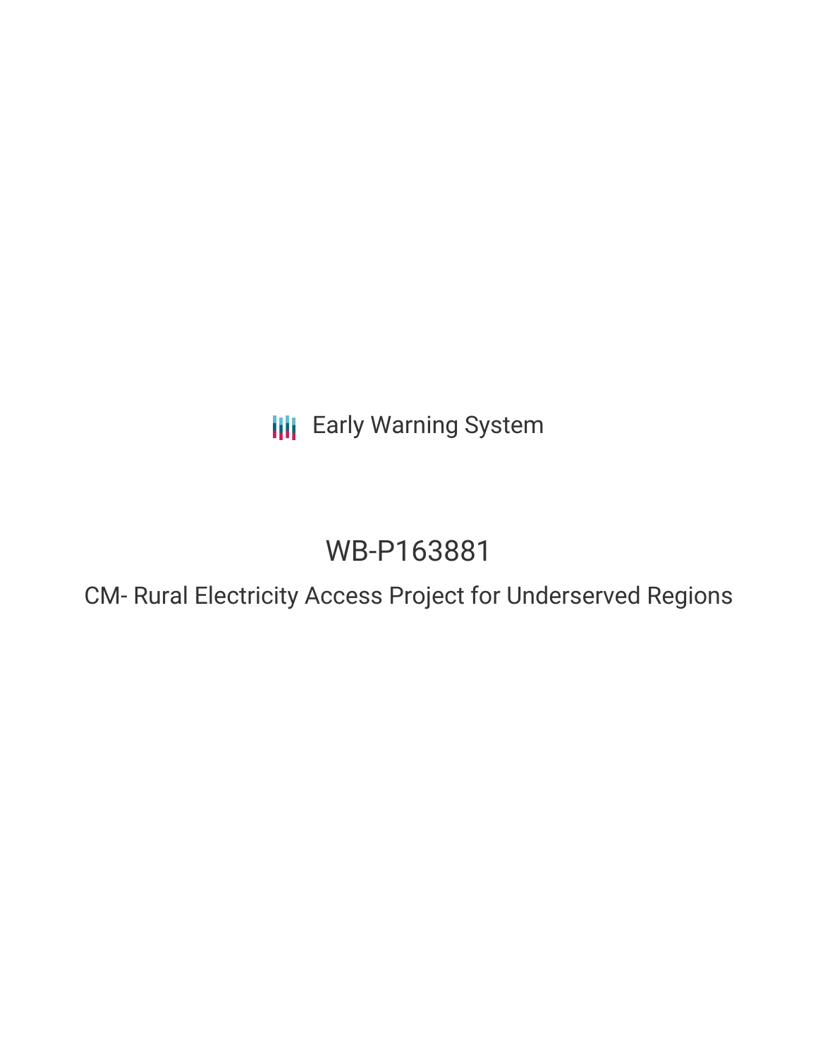Early Warning System

# WB-P163881

## CM- Rural Electricity Access Project for Underserved Regions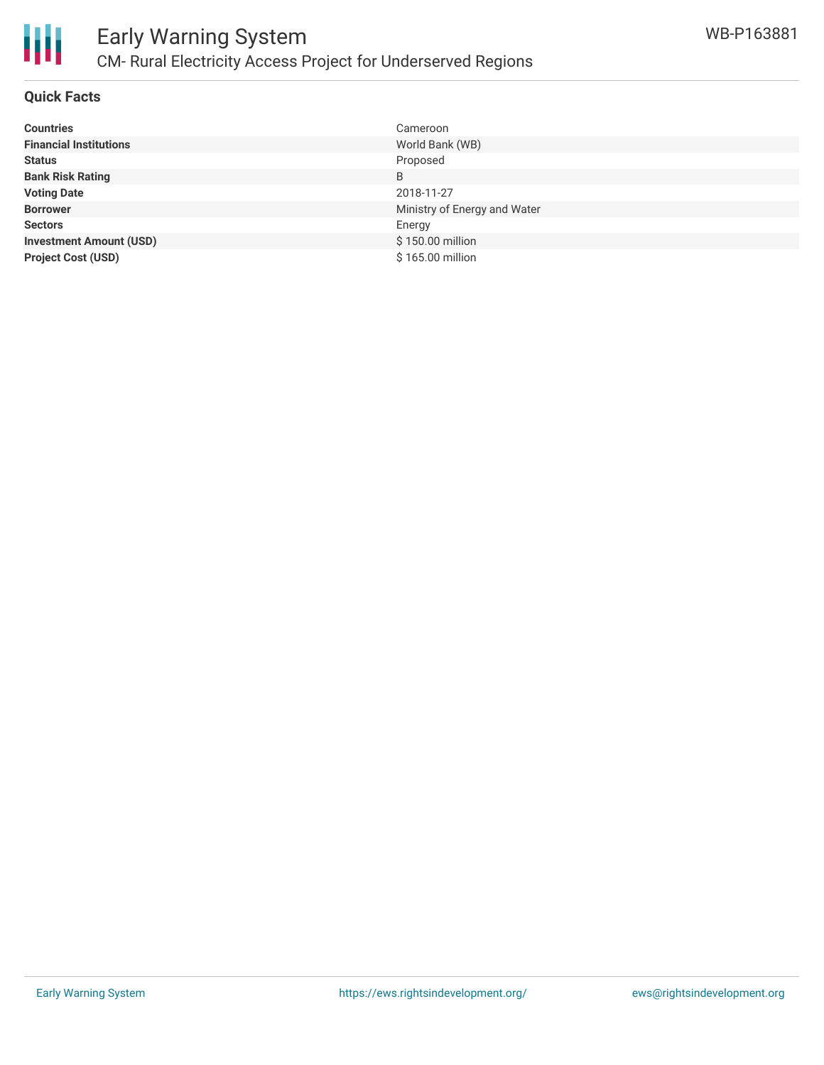# Early Warning System

## CM- Rural Electricity Access Project for Underserved Regions

WB-P163881

### Quick Facts

| | |
|---|---|
| **Countries** | Cameroon |
| **Financial Institutions** | World Bank (WB) |
| **Status** | Proposed |
| **Bank Risk Rating** | B |
| **Voting Date** | 2018-11-27 |
| **Borrower** | Ministry of Energy and Water |
| **Sectors** | Energy |
| **Investment Amount (USD)** | $ 150.00 million |
| **Project Cost (USD)** | $ 165.00 million |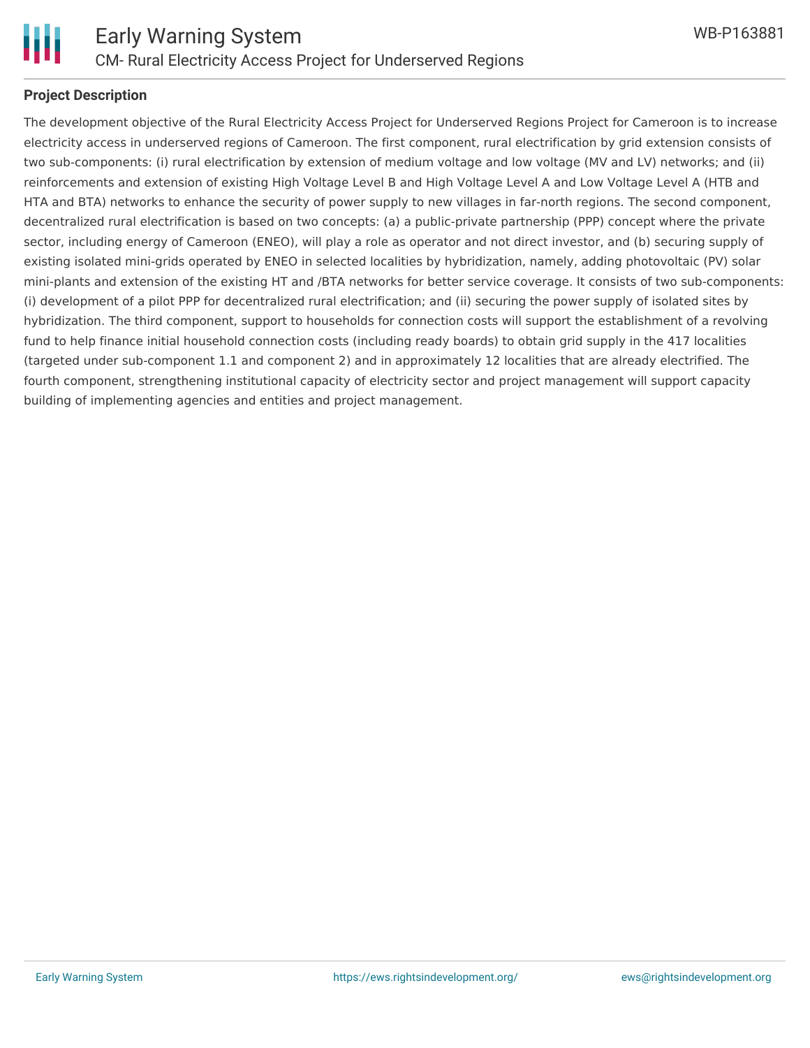## Project Description

The development objective of the Rural Electricity Access Project for Underserved Regions Project for Cameroon is to increase electricity access in underserved regions of Cameroon. The first component, rural electrification by grid extension consists of two sub-components: (i) rural electrification by extension of medium voltage and low voltage (MV and LV) networks; and (ii) reinforcements and extension of existing High Voltage Level B and High Voltage Level A and Low Voltage Level A (HTB and HTA and BTA) networks to enhance the security of power supply to new villages in far-north regions. The second component, decentralized rural electrification is based on two concepts: (a) a public-private partnership (PPP) concept where the private sector, including energy of Cameroon (ENEO), will play a role as operator and not direct investor, and (b) securing supply of existing isolated mini-grids operated by ENEO in selected localities by hybridization, namely, adding photovoltaic (PV) solar mini-plants and extension of the existing HT and /BTA networks for better service coverage. It consists of two sub-components: (i) development of a pilot PPP for decentralized rural electrification; and (ii) securing the power supply of isolated sites by hybridization. The third component, support to households for connection costs will support the establishment of a revolving fund to help finance initial household connection costs (including ready boards) to obtain grid supply in the 417 localities (targeted under sub-component 1.1 and component 2) and in approximately 12 localities that are already electrified. The fourth component, strengthening institutional capacity of electricity sector and project management will support capacity building of implementing agencies and entities and project management.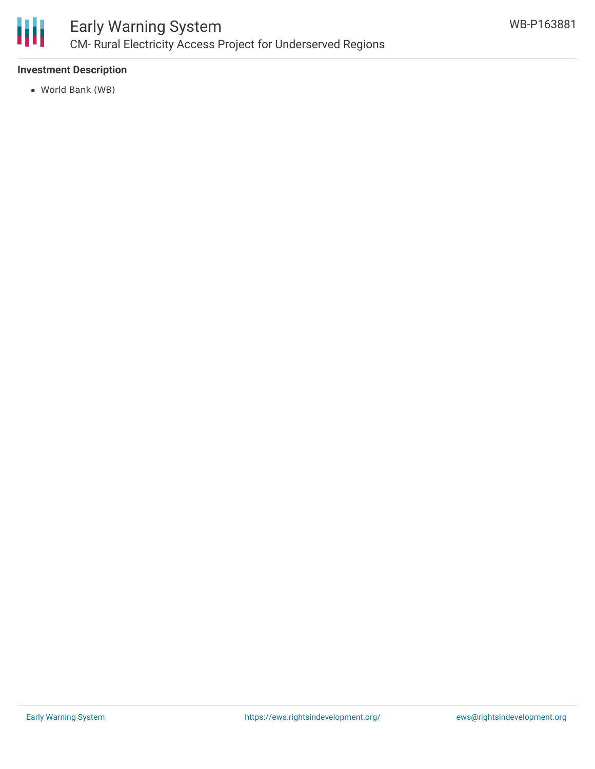## Investment Description

- World Bank (WB)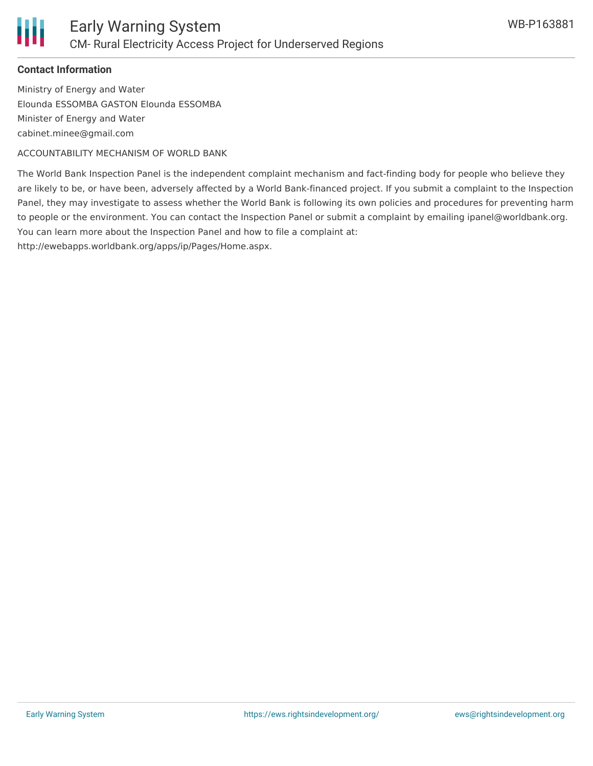**Contact Information**

Ministry of Energy and Water
Elounda ESSOMBA GASTON Elounda ESSOMBA
Minister of Energy and Water
cabinet.minee@gmail.com

ACCOUNTABILITY MECHANISM OF WORLD BANK

The World Bank Inspection Panel is the independent complaint mechanism and fact-finding body for people who believe they are likely to be, or have been, adversely affected by a World Bank-financed project. If you submit a complaint to the Inspection Panel, they may investigate to assess whether the World Bank is following its own policies and procedures for preventing harm to people or the environment. You can contact the Inspection Panel or submit a complaint by emailing ipanel@worldbank.org. You can learn more about the Inspection Panel and how to file a complaint at: http://ewebapps.worldbank.org/apps/ip/Pages/Home.aspx.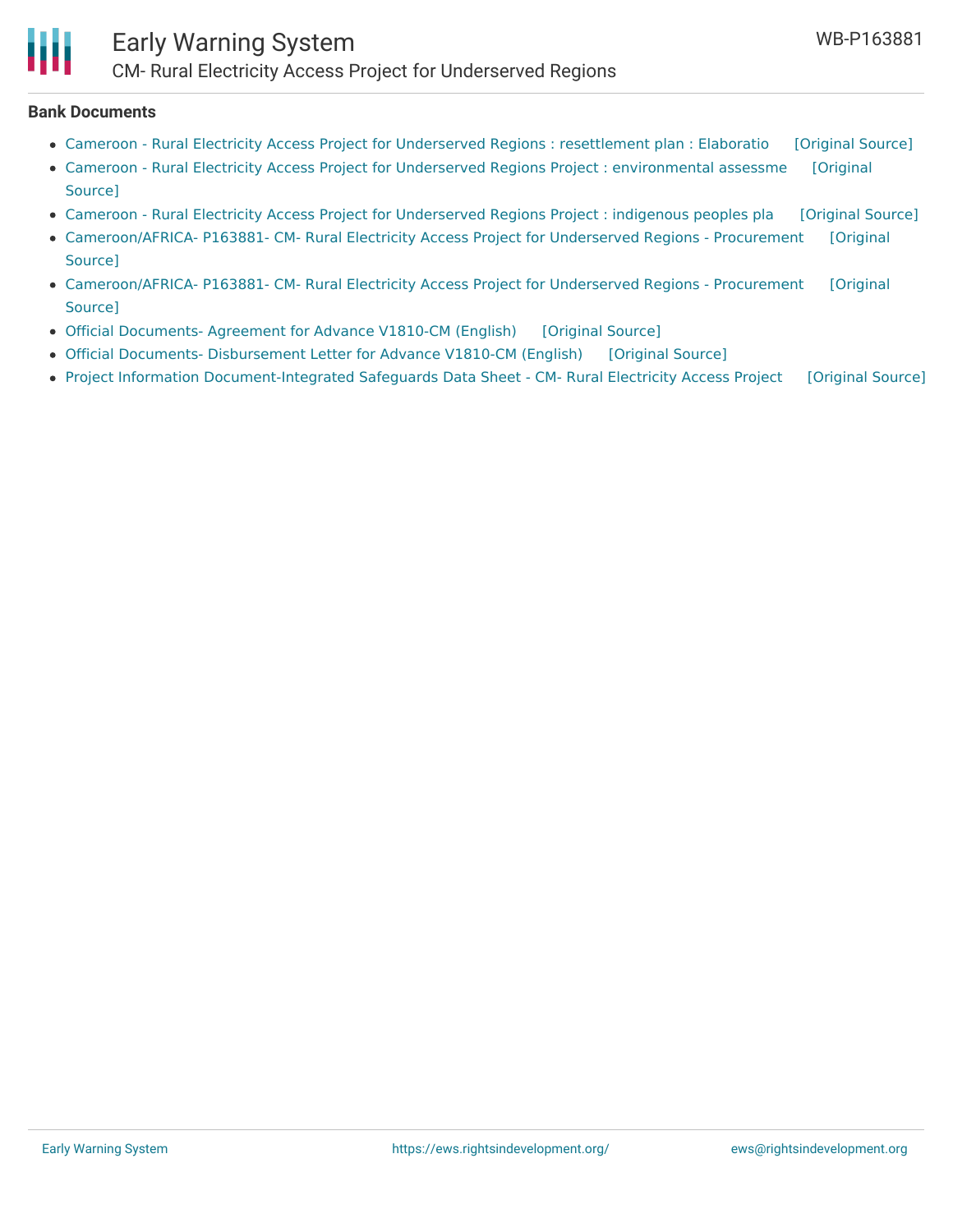**Bank Documents**

- Cameroon - Rural Electricity Access Project for Underserved Regions : resettlement plan : Elaboratio [Original Source]
- Cameroon - Rural Electricity Access Project for Underserved Regions Project : environmental assessme [Original Source]
- Cameroon - Rural Electricity Access Project for Underserved Regions Project : indigenous peoples pla [Original Source]
- Cameroon/AFRICA- P163881- CM- Rural Electricity Access Project for Underserved Regions - Procurement [Original Source]
- Cameroon/AFRICA- P163881- CM- Rural Electricity Access Project for Underserved Regions - Procurement [Original Source]
- Official Documents- Agreement for Advance V1810-CM (English) [Original Source]
- Official Documents- Disbursement Letter for Advance V1810-CM (English) [Original Source]
- Project Information Document-Integrated Safeguards Data Sheet - CM- Rural Electricity Access Project [Original Source]